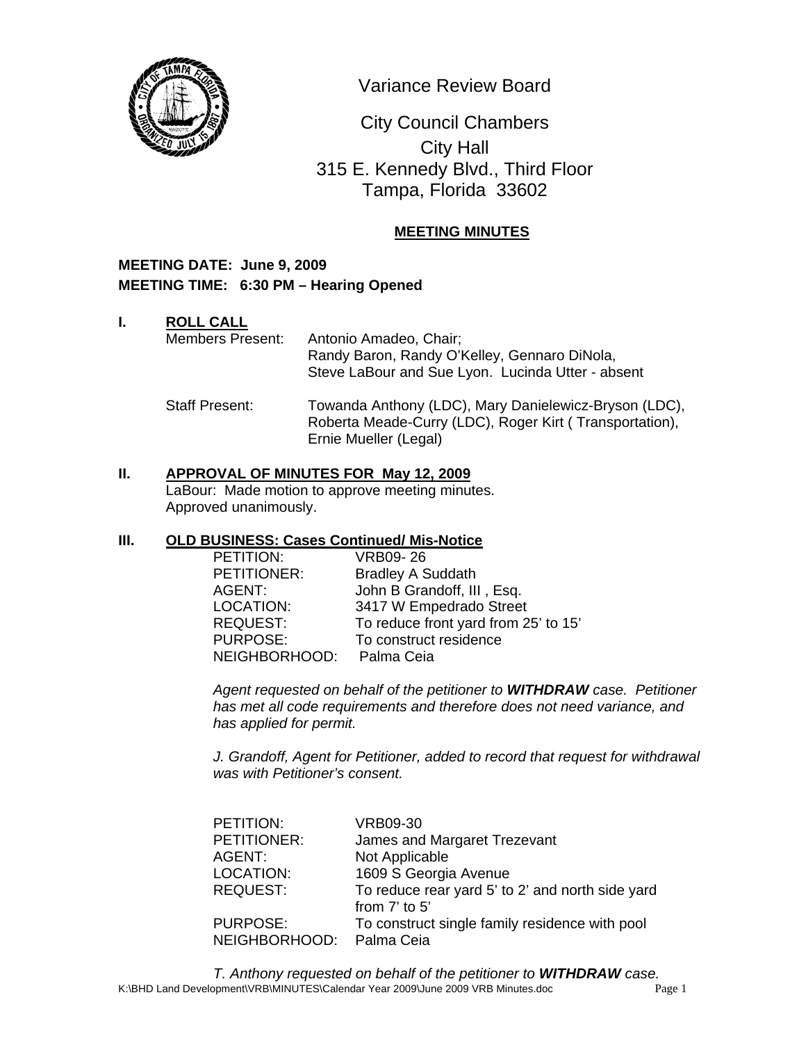# Variance Review Board

City Council Chambers
City Hall
315 E. Kennedy Blvd., Third Floor
Tampa, Florida 33602

**MEETING MINUTES**

**MEETING DATE: June 9, 2009**
**MEETING TIME: 6:30 PM – Hearing Opened**

## I. ROLL CALL

Members Present: Antonio Amadeo, Chair; Randy Baron, Randy O'Kelley, Gennaro DiNola, Steve LaBour and Sue Lyon. Lucinda Utter - absent

Staff Present: Towanda Anthony (LDC), Mary Danielewicz-Bryson (LDC), Roberta Meade-Curry (LDC), Roger Kirt ( Transportation), Ernie Mueller (Legal)

## II. APPROVAL OF MINUTES FOR May 12, 2009

LaBour: Made motion to approve meeting minutes.
Approved unanimously.

## III. OLD BUSINESS: Cases Continued/ Mis-Notice

PETITION: VRB09- 26
PETITIONER: Bradley A Suddath
AGENT: John B Grandoff, III , Esq.
LOCATION: 3417 W Empedrado Street
REQUEST: To reduce front yard from 25' to 15'
PURPOSE: To construct residence
NEIGHBORHOOD: Palma Ceia

*Agent requested on behalf of the petitioner to **WITHDRAW** case. Petitioner has met all code requirements and therefore does not need variance, and has applied for permit.*

*J. Grandoff, Agent for Petitioner, added to record that request for withdrawal was with Petitioner's consent.*

PETITION: VRB09-30
PETITIONER: James and Margaret Trezevant
AGENT: Not Applicable
LOCATION: 1609 S Georgia Avenue
REQUEST: To reduce rear yard 5' to 2' and north side yard from 7' to 5'
PURPOSE: To construct single family residence with pool
NEIGHBORHOOD: Palma Ceia

*T. Anthony requested on behalf of the petitioner to **WITHDRAW** case.*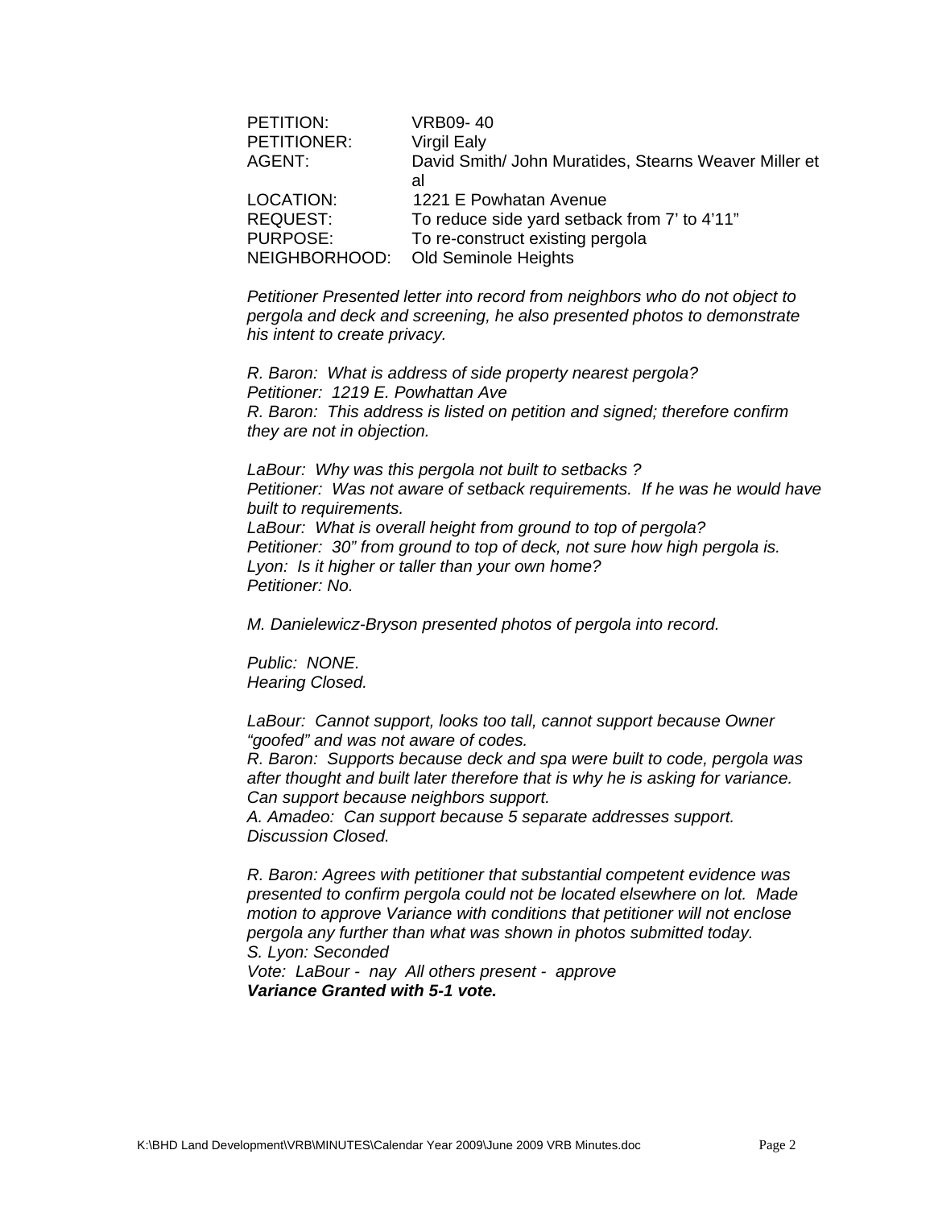| | |
|---|---|
| PETITION: | VRB09- 40 |
| PETITIONER: | Virgil Ealy |
| AGENT: | David Smith/ John Muratides, Stearns Weaver Miller et al |
| LOCATION: | 1221 E Powhatan Avenue |
| REQUEST: | To reduce side yard setback from 7' to 4'11" |
| PURPOSE: | To re-construct existing pergola |
| NEIGHBORHOOD: | Old Seminole Heights |

*Petitioner Presented letter into record from neighbors who do not object to pergola and deck and screening, he also presented photos to demonstrate his intent to create privacy.*

*R. Baron: What is address of side property nearest pergola?*
*Petitioner: 1219 E. Powhattan Ave*
*R. Baron: This address is listed on petition and signed; therefore confirm they are not in objection.*

*LaBour: Why was this pergola not built to setbacks ?*
*Petitioner: Was not aware of setback requirements. If he was he would have built to requirements.*
*LaBour: What is overall height from ground to top of pergola?*
*Petitioner: 30" from ground to top of deck, not sure how high pergola is.*
*Lyon: Is it higher or taller than your own home?*
*Petitioner: No.*

*M. Danielewicz-Bryson presented photos of pergola into record.*

*Public: NONE.*
*Hearing Closed.*

*LaBour: Cannot support, looks too tall, cannot support because Owner "goofed" and was not aware of codes.*
*R. Baron: Supports because deck and spa were built to code, pergola was after thought and built later therefore that is why he is asking for variance. Can support because neighbors support.*
*A. Amadeo: Can support because 5 separate addresses support.*
*Discussion Closed.*

*R. Baron: Agrees with petitioner that substantial competent evidence was presented to confirm pergola could not be located elsewhere on lot. Made motion to approve Variance with conditions that petitioner will not enclose pergola any further than what was shown in photos submitted today.*
*S. Lyon: Seconded*
*Vote: LaBour - nay All others present - approve*
***Variance Granted with 5-1 vote.***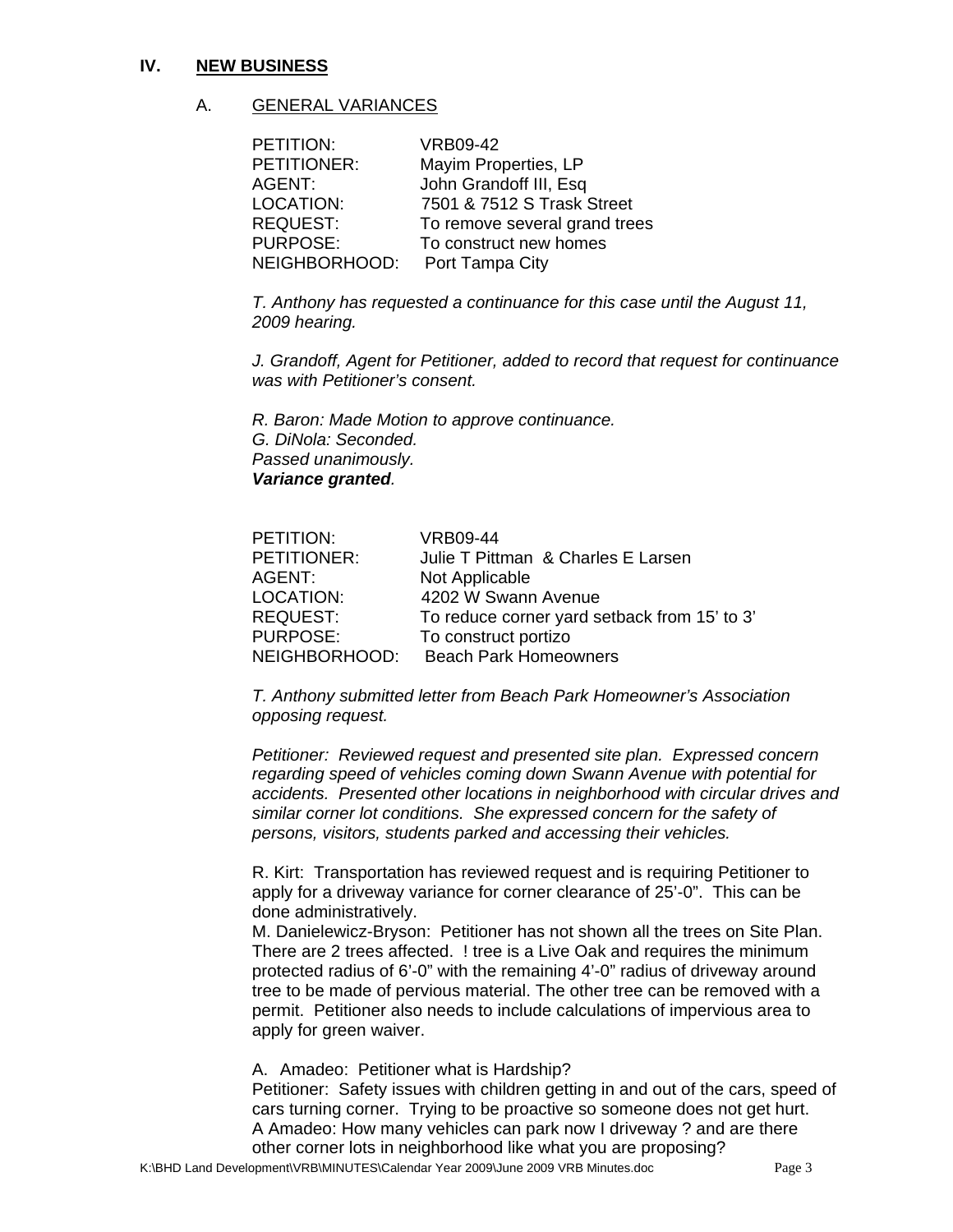## IV. NEW BUSINESS

### A. GENERAL VARIANCES

PETITION: VRB09-42
PETITIONER: Mayim Properties, LP
AGENT: John Grandoff III, Esq
LOCATION: 7501 & 7512 S Trask Street
REQUEST: To remove several grand trees
PURPOSE: To construct new homes
NEIGHBORHOOD: Port Tampa City

*T. Anthony has requested a continuance for this case until the August 11, 2009 hearing.*

*J. Grandoff, Agent for Petitioner, added to record that request for continuance was with Petitioner's consent.*

*R. Baron: Made Motion to approve continuance.*
*G. DiNola: Seconded.*
*Passed unanimously.*
***Variance granted**.*

PETITION: VRB09-44
PETITIONER: Julie T Pittman & Charles E Larsen
AGENT: Not Applicable
LOCATION: 4202 W Swann Avenue
REQUEST: To reduce corner yard setback from 15' to 3'
PURPOSE: To construct portizo
NEIGHBORHOOD: Beach Park Homeowners

*T. Anthony submitted letter from Beach Park Homeowner's Association opposing request.*

*Petitioner: Reviewed request and presented site plan. Expressed concern regarding speed of vehicles coming down Swann Avenue with potential for accidents. Presented other locations in neighborhood with circular drives and similar corner lot conditions. She expressed concern for the safety of persons, visitors, students parked and accessing their vehicles.*

R. Kirt: Transportation has reviewed request and is requiring Petitioner to apply for a driveway variance for corner clearance of 25'-0". This can be done administratively.
M. Danielewicz-Bryson: Petitioner has not shown all the trees on Site Plan. There are 2 trees affected. ! tree is a Live Oak and requires the minimum protected radius of 6'-0" with the remaining 4'-0" radius of driveway around tree to be made of pervious material. The other tree can be removed with a permit. Petitioner also needs to include calculations of impervious area to apply for green waiver.

A. Amadeo: Petitioner what is Hardship?
Petitioner: Safety issues with children getting in and out of the cars, speed of cars turning corner. Trying to be proactive so someone does not get hurt.
A Amadeo: How many vehicles can park now I driveway ? and are there other corner lots in neighborhood like what you are proposing?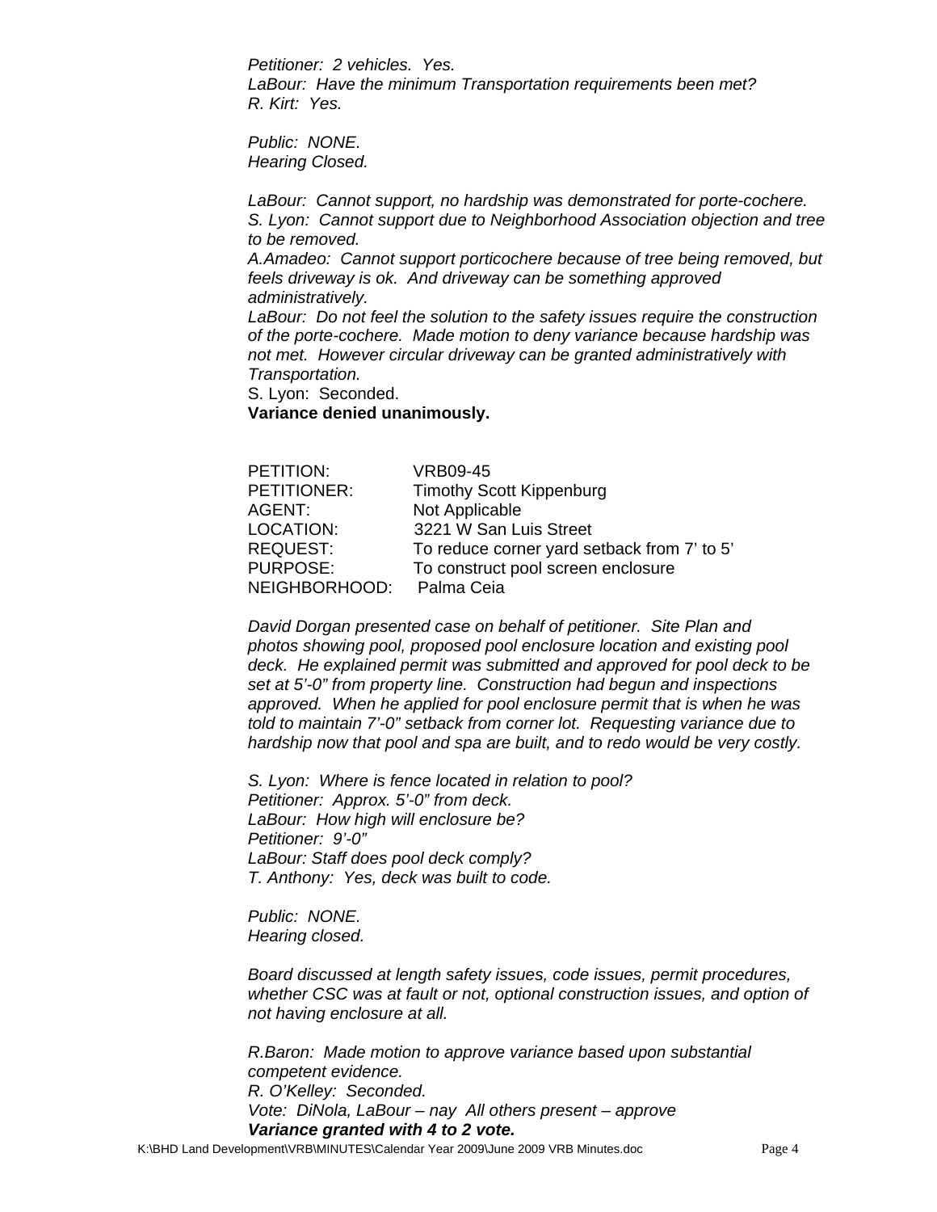*Petitioner: 2 vehicles. Yes.*
*LaBour: Have the minimum Transportation requirements been met?*
*R. Kirt: Yes.*

*Public: NONE.*
*Hearing Closed.*

*LaBour: Cannot support, no hardship was demonstrated for porte-cochere.*
*S. Lyon: Cannot support due to Neighborhood Association objection and tree to be removed.*
*A.Amadeo: Cannot support porticochere because of tree being removed, but feels driveway is ok. And driveway can be something approved administratively.*
*LaBour: Do not feel the solution to the safety issues require the construction of the porte-cochere. Made motion to deny variance because hardship was not met. However circular driveway can be granted administratively with Transportation.*
S. Lyon: Seconded.
**Variance denied unanimously.**

| | |
|---|---|
| PETITION: | VRB09-45 |
| PETITIONER: | Timothy Scott Kippenburg |
| AGENT: | Not Applicable |
| LOCATION: | 3221 W San Luis Street |
| REQUEST: | To reduce corner yard setback from 7' to 5' |
| PURPOSE: | To construct pool screen enclosure |
| NEIGHBORHOOD: | Palma Ceia |

*David Dorgan presented case on behalf of petitioner. Site Plan and photos showing pool, proposed pool enclosure location and existing pool deck. He explained permit was submitted and approved for pool deck to be set at 5'-0" from property line. Construction had begun and inspections approved. When he applied for pool enclosure permit that is when he was told to maintain 7'-0" setback from corner lot. Requesting variance due to hardship now that pool and spa are built, and to redo would be very costly.*

*S. Lyon: Where is fence located in relation to pool?*
*Petitioner: Approx. 5'-0" from deck.*
*LaBour: How high will enclosure be?*
*Petitioner: 9'-0"*
*LaBour: Staff does pool deck comply?*
*T. Anthony: Yes, deck was built to code.*

*Public: NONE.*
*Hearing closed.*

*Board discussed at length safety issues, code issues, permit procedures, whether CSC was at fault or not, optional construction issues, and option of not having enclosure at all.*

*R.Baron: Made motion to approve variance based upon substantial competent evidence.*
*R. O'Kelley: Seconded.*
*Vote: DiNola, LaBour – nay All others present – approve*
***Variance granted with 4 to 2 vote.***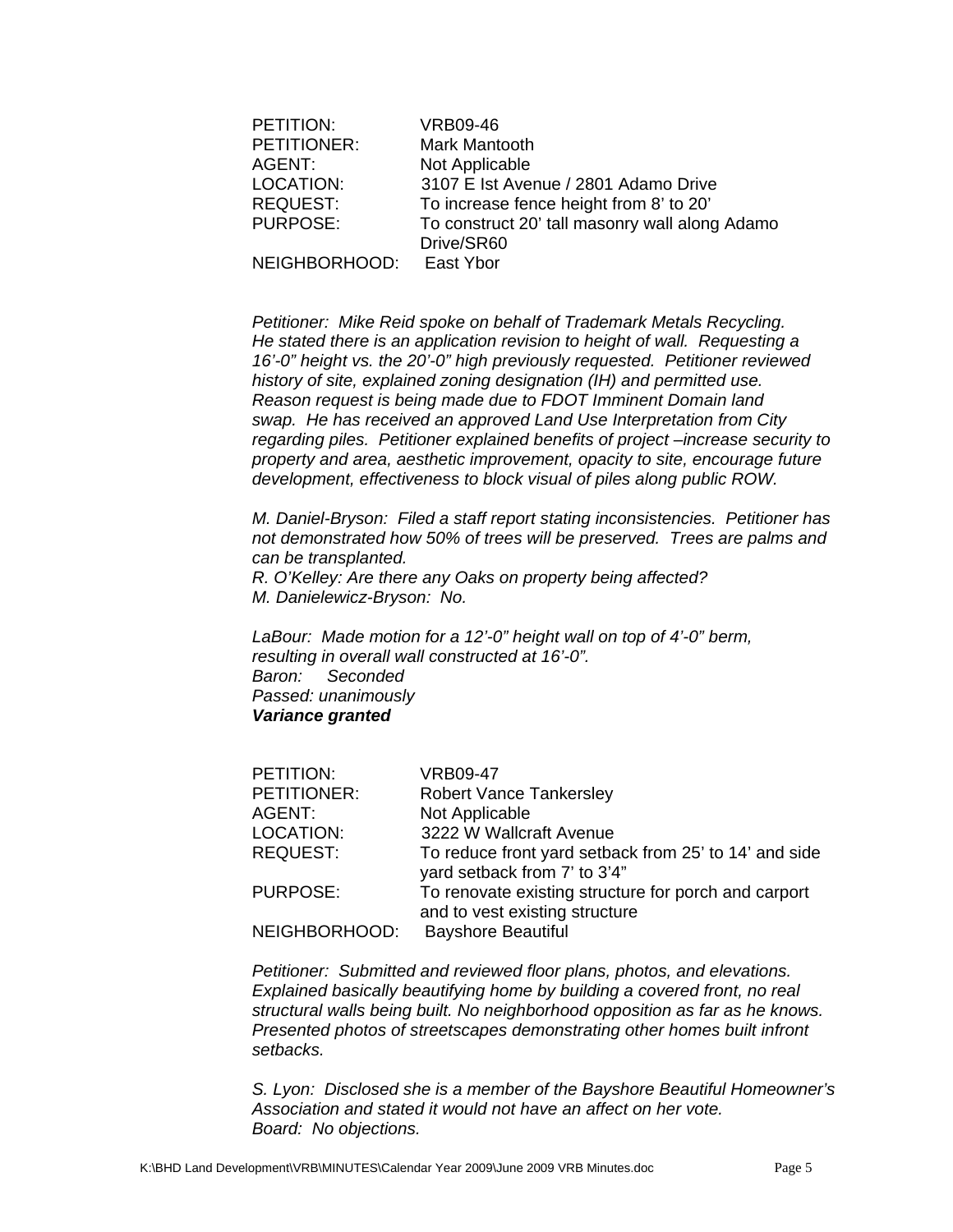| | |
|---|---|
| PETITION: | VRB09-46 |
| PETITIONER: | Mark Mantooth |
| AGENT: | Not Applicable |
| LOCATION: | 3107 E Ist Avenue / 2801 Adamo Drive |
| REQUEST: | To increase fence height from 8' to 20' |
| PURPOSE: | To construct 20' tall masonry wall along Adamo Drive/SR60 |
| NEIGHBORHOOD: | East Ybor |

*Petitioner: Mike Reid spoke on behalf of Trademark Metals Recycling. He stated there is an application revision to height of wall. Requesting a 16'-0" height vs. the 20'-0" high previously requested. Petitioner reviewed history of site, explained zoning designation (IH) and permitted use. Reason request is being made due to FDOT Imminent Domain land swap. He has received an approved Land Use Interpretation from City regarding piles. Petitioner explained benefits of project –increase security to property and area, aesthetic improvement, opacity to site, encourage future development, effectiveness to block visual of piles along public ROW.*

*M. Daniel-Bryson: Filed a staff report stating inconsistencies. Petitioner has not demonstrated how 50% of trees will be preserved. Trees are palms and can be transplanted.*
*R. O'Kelley: Are there any Oaks on property being affected?*
*M. Danielewicz-Bryson: No.*

*LaBour: Made motion for a 12'-0" height wall on top of 4'-0" berm, resulting in overall wall constructed at 16'-0".*
*Baron: Seconded*
*Passed: unanimously*
***Variance granted***

| | |
|---|---|
| PETITION: | VRB09-47 |
| PETITIONER: | Robert Vance Tankersley |
| AGENT: | Not Applicable |
| LOCATION: | 3222 W Wallcraft Avenue |
| REQUEST: | To reduce front yard setback from 25' to 14' and side yard setback from 7' to 3'4" |
| PURPOSE: | To renovate existing structure for porch and carport and to vest existing structure |
| NEIGHBORHOOD: | Bayshore Beautiful |

*Petitioner: Submitted and reviewed floor plans, photos, and elevations. Explained basically beautifying home by building a covered front, no real structural walls being built. No neighborhood opposition as far as he knows. Presented photos of streetscapes demonstrating other homes built infront setbacks.*

*S. Lyon: Disclosed she is a member of the Bayshore Beautiful Homeowner's Association and stated it would not have an affect on her vote.*
*Board: No objections.*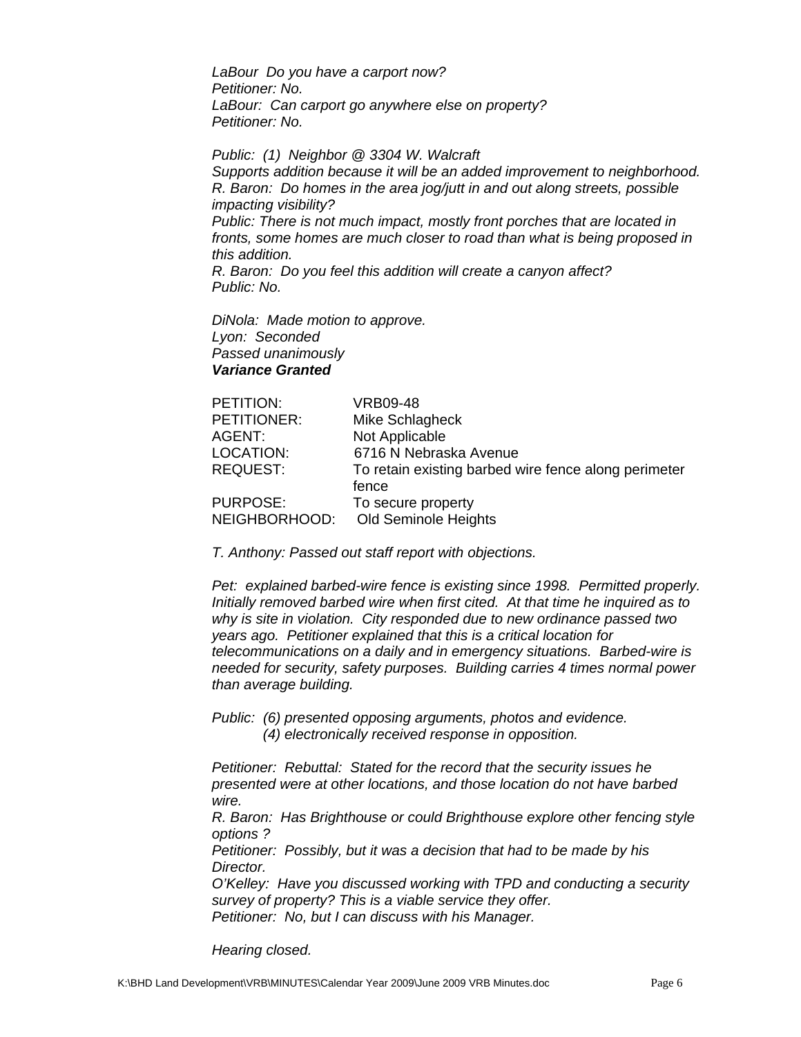*LaBour Do you have a carport now?*
*Petitioner: No.*
*LaBour: Can carport go anywhere else on property?*
*Petitioner: No.*

*Public: (1) Neighbor @ 3304 W. Walcraft*
*Supports addition because it will be an added improvement to neighborhood.*
*R. Baron: Do homes in the area jog/jutt in and out along streets, possible impacting visibility?*
*Public: There is not much impact, mostly front porches that are located in fronts, some homes are much closer to road than what is being proposed in this addition.*
*R. Baron: Do you feel this addition will create a canyon affect?*
*Public: No.*

*DiNola: Made motion to approve.*
*Lyon: Seconded*
*Passed unanimously*
***Variance Granted***

| | |
|---|---|
| PETITION: | VRB09-48 |
| PETITIONER: | Mike Schlagheck |
| AGENT: | Not Applicable |
| LOCATION: | 6716 N Nebraska Avenue |
| REQUEST: | To retain existing barbed wire fence along perimeter fence |
| PURPOSE: | To secure property |
| NEIGHBORHOOD: | Old Seminole Heights |

*T. Anthony: Passed out staff report with objections.*

*Pet: explained barbed-wire fence is existing since 1998. Permitted properly. Initially removed barbed wire when first cited. At that time he inquired as to why is site in violation. City responded due to new ordinance passed two years ago. Petitioner explained that this is a critical location for telecommunications on a daily and in emergency situations. Barbed-wire is needed for security, safety purposes. Building carries 4 times normal power than average building.*

*Public: (6) presented opposing arguments, photos and evidence.*
*(4) electronically received response in opposition.*

*Petitioner: Rebuttal: Stated for the record that the security issues he presented were at other locations, and those location do not have barbed wire.*
*R. Baron: Has Brighthouse or could Brighthouse explore other fencing style options ?*
*Petitioner: Possibly, but it was a decision that had to be made by his Director.*
*O'Kelley: Have you discussed working with TPD and conducting a security survey of property? This is a viable service they offer.*
*Petitioner: No, but I can discuss with his Manager.*

*Hearing closed.*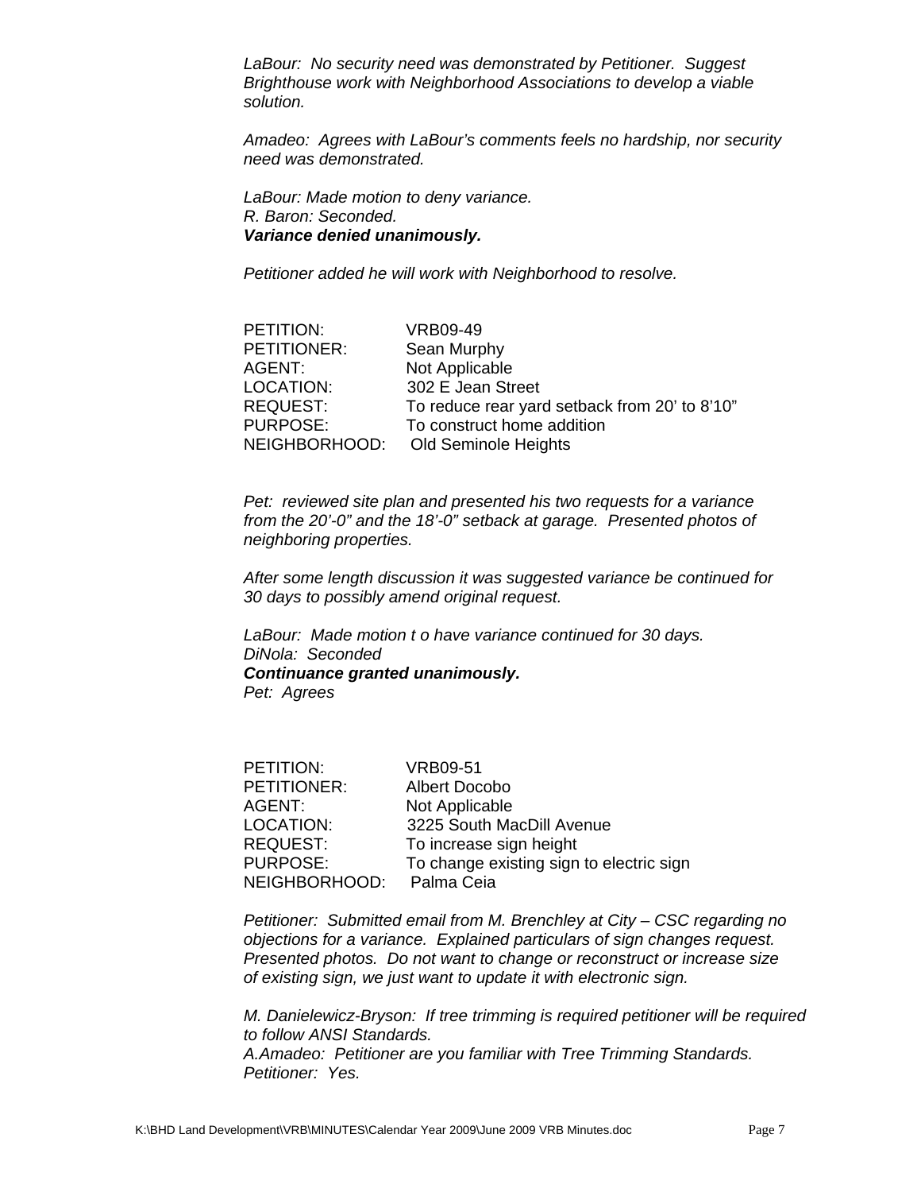*LaBour: No security need was demonstrated by Petitioner. Suggest Brighthouse work with Neighborhood Associations to develop a viable solution.*

*Amadeo: Agrees with LaBour's comments feels no hardship, nor security need was demonstrated.*

*LaBour: Made motion to deny variance.*
*R. Baron: Seconded.*
***Variance denied unanimously.***

*Petitioner added he will work with Neighborhood to resolve.*

| | |
|---|---|
| PETITION: | VRB09-49 |
| PETITIONER: | Sean Murphy |
| AGENT: | Not Applicable |
| LOCATION: | 302 E Jean Street |
| REQUEST: | To reduce rear yard setback from 20' to 8'10" |
| PURPOSE: | To construct home addition |
| NEIGHBORHOOD: | Old Seminole Heights |

*Pet: reviewed site plan and presented his two requests for a variance from the 20'-0" and the 18'-0" setback at garage. Presented photos of neighboring properties.*

*After some length discussion it was suggested variance be continued for 30 days to possibly amend original request.*

*LaBour: Made motion t o have variance continued for 30 days.*
*DiNola: Seconded*
***Continuance granted unanimously.***
*Pet: Agrees*

| | |
|---|---|
| PETITION: | VRB09-51 |
| PETITIONER: | Albert Docobo |
| AGENT: | Not Applicable |
| LOCATION: | 3225 South MacDill Avenue |
| REQUEST: | To increase sign height |
| PURPOSE: | To change existing sign to electric sign |
| NEIGHBORHOOD: | Palma Ceia |

*Petitioner: Submitted email from M. Brenchley at City – CSC regarding no objections for a variance. Explained particulars of sign changes request. Presented photos. Do not want to change or reconstruct or increase size of existing sign, we just want to update it with electronic sign.*

*M. Danielewicz-Bryson: If tree trimming is required petitioner will be required to follow ANSI Standards.*
*A.Amadeo: Petitioner are you familiar with Tree Trimming Standards.*
*Petitioner: Yes.*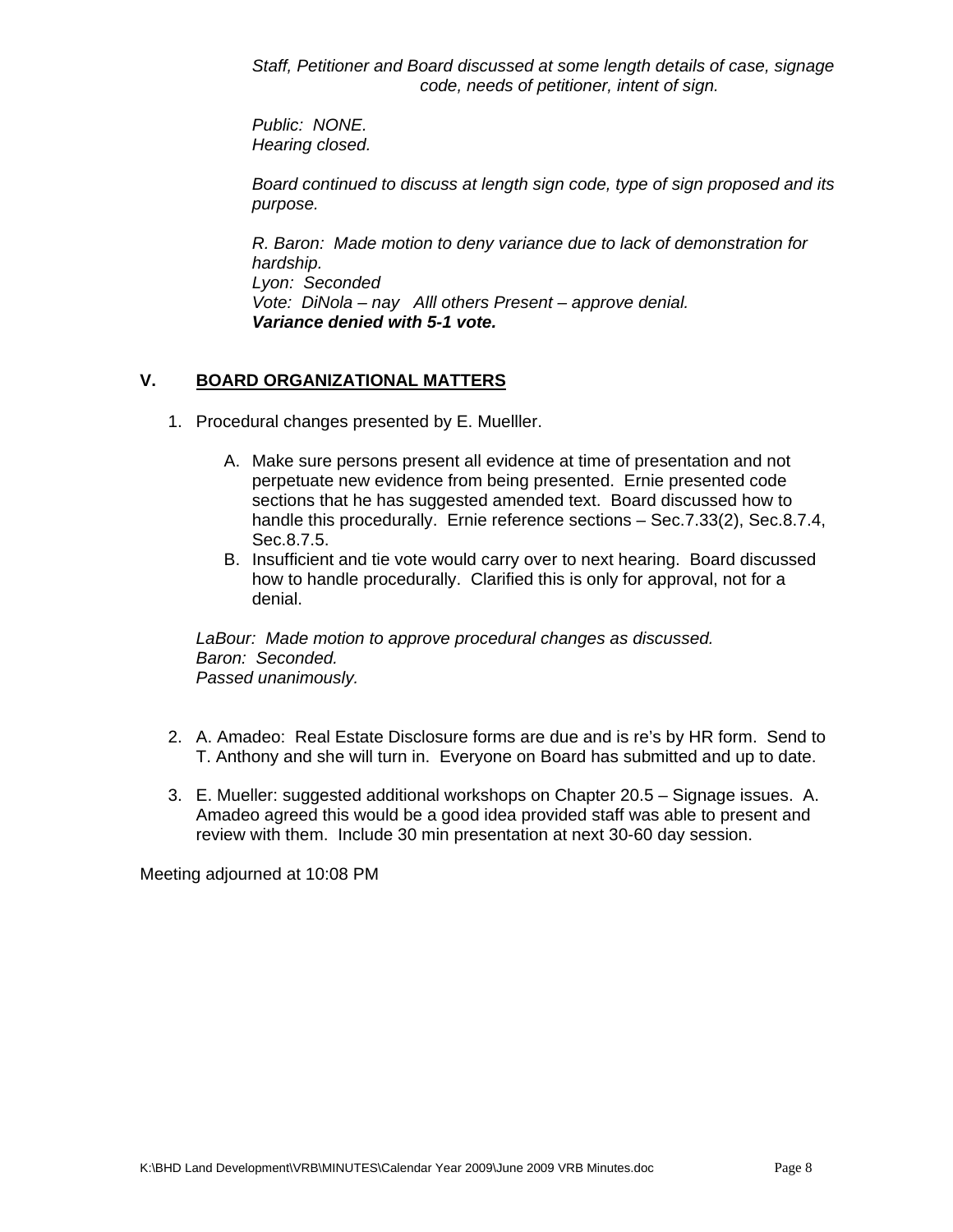*Staff, Petitioner and Board discussed at some length details of case, signage code, needs of petitioner, intent of sign.*

*Public: NONE.*
*Hearing closed.*

*Board continued to discuss at length sign code, type of sign proposed and its purpose.*

*R. Baron: Made motion to deny variance due to lack of demonstration for hardship.*
*Lyon: Seconded*
*Vote: DiNola – nay Alll others Present – approve denial.*
***Variance denied with 5-1 vote.***

## V. BOARD ORGANIZATIONAL MATTERS

1. Procedural changes presented by E. Muelller.

   A. Make sure persons present all evidence at time of presentation and not perpetuate new evidence from being presented. Ernie presented code sections that he has suggested amended text. Board discussed how to handle this procedurally. Ernie reference sections – Sec.7.33(2), Sec.8.7.4, Sec.8.7.5.

   B. Insufficient and tie vote would carry over to next hearing. Board discussed how to handle procedurally. Clarified this is only for approval, not for a denial.

   *LaBour: Made motion to approve procedural changes as discussed.*
   *Baron: Seconded.*
   *Passed unanimously.*

2. A. Amadeo: Real Estate Disclosure forms are due and is re's by HR form. Send to T. Anthony and she will turn in. Everyone on Board has submitted and up to date.

3. E. Mueller: suggested additional workshops on Chapter 20.5 – Signage issues. A. Amadeo agreed this would be a good idea provided staff was able to present and review with them. Include 30 min presentation at next 30-60 day session.

Meeting adjourned at 10:08 PM